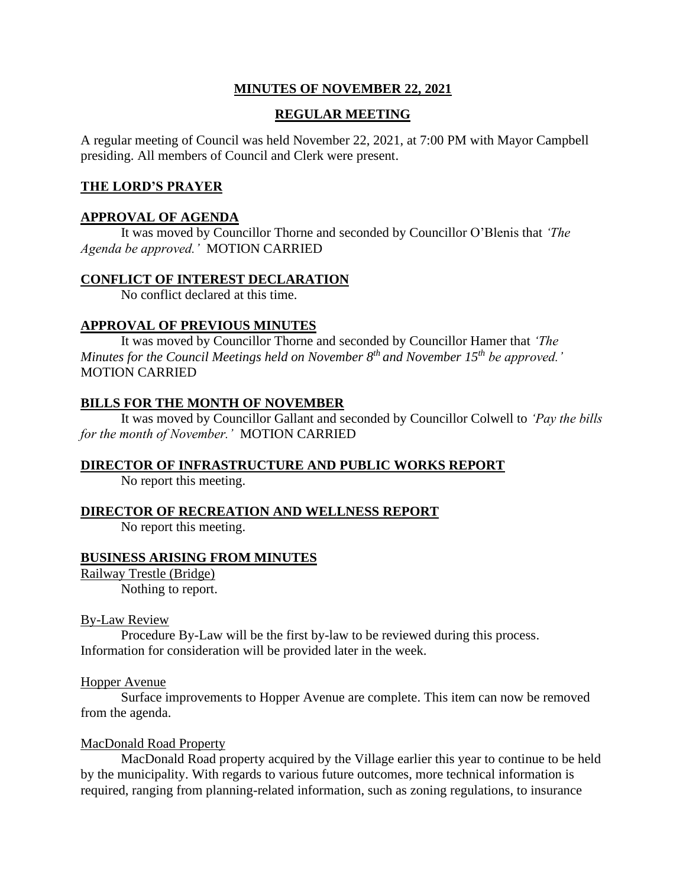# MINUTES OF NOVEMBER 22, 2021

## REGULAR MEETING

A regular meeting of Council was held November 22, 2021, at 7:00 PM with Mayor Campbell presiding. All members of Council and Clerk were present.

### THE LORD'S PRAYER

### APPROVAL OF AGENDA

It was moved by Councillor Thorne and seconded by Councillor O'Blenis that *'The Agenda be approved.'* MOTION CARRIED

### CONFLICT OF INTEREST DECLARATION

No conflict declared at this time.

### APPROVAL OF PREVIOUS MINUTES

It was moved by Councillor Thorne and seconded by Councillor Hamer that *'The Minutes for the Council Meetings held on November 8th and November 15th be approved.'* MOTION CARRIED

### BILLS FOR THE MONTH OF NOVEMBER

It was moved by Councillor Gallant and seconded by Councillor Colwell to *'Pay the bills for the month of November.'* MOTION CARRIED

### DIRECTOR OF INFRASTRUCTURE AND PUBLIC WORKS REPORT

No report this meeting.

### DIRECTOR OF RECREATION AND WELLNESS REPORT

No report this meeting.

### BUSINESS ARISING FROM MINUTES

Railway Trestle (Bridge)

Nothing to report.

By-Law Review

Procedure By-Law will be the first by-law to be reviewed during this process. Information for consideration will be provided later in the week.

Hopper Avenue

Surface improvements to Hopper Avenue are complete. This item can now be removed from the agenda.

MacDonald Road Property

MacDonald Road property acquired by the Village earlier this year to continue to be held by the municipality. With regards to various future outcomes, more technical information is required, ranging from planning-related information, such as zoning regulations, to insurance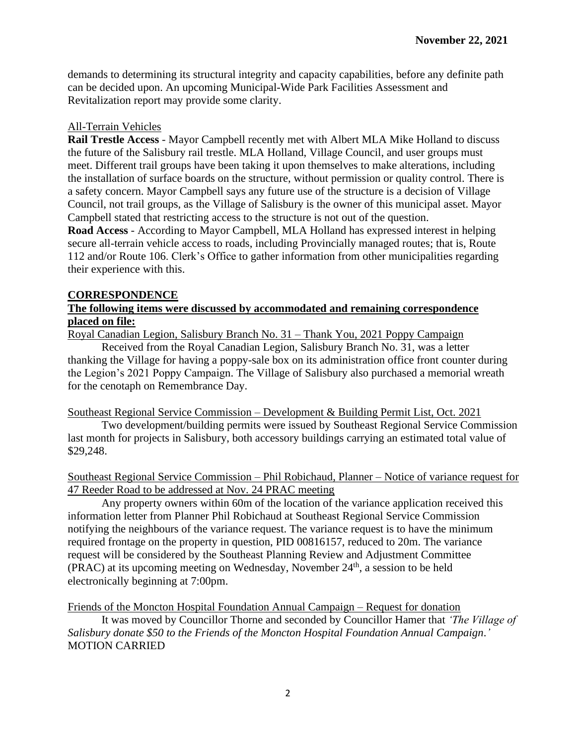demands to determining its structural integrity and capacity capabilities, before any definite path can be decided upon. An upcoming Municipal-Wide Park Facilities Assessment and Revitalization report may provide some clarity.

All-Terrain Vehicles

**Rail Trestle Access** - Mayor Campbell recently met with Albert MLA Mike Holland to discuss the future of the Salisbury rail trestle. MLA Holland, Village Council, and user groups must meet. Different trail groups have been taking it upon themselves to make alterations, including the installation of surface boards on the structure, without permission or quality control. There is a safety concern. Mayor Campbell says any future use of the structure is a decision of Village Council, not trail groups, as the Village of Salisbury is the owner of this municipal asset. Mayor Campbell stated that restricting access to the structure is not out of the question.

**Road Access** - According to Mayor Campbell, MLA Holland has expressed interest in helping secure all-terrain vehicle access to roads, including Provincially managed routes; that is, Route 112 and/or Route 106. Clerk's Office to gather information from other municipalities regarding their experience with this.

## CORRESPONDENCE

**The following items were discussed by accommodated and remaining correspondence placed on file:**

Royal Canadian Legion, Salisbury Branch No. 31 – Thank You, 2021 Poppy Campaign

Received from the Royal Canadian Legion, Salisbury Branch No. 31, was a letter thanking the Village for having a poppy-sale box on its administration office front counter during the Legion's 2021 Poppy Campaign. The Village of Salisbury also purchased a memorial wreath for the cenotaph on Remembrance Day.

Southeast Regional Service Commission – Development & Building Permit List, Oct. 2021

Two development/building permits were issued by Southeast Regional Service Commission last month for projects in Salisbury, both accessory buildings carrying an estimated total value of $29,248.

Southeast Regional Service Commission – Phil Robichaud, Planner – Notice of variance request for 47 Reeder Road to be addressed at Nov. 24 PRAC meeting

Any property owners within 60m of the location of the variance application received this information letter from Planner Phil Robichaud at Southeast Regional Service Commission notifying the neighbours of the variance request. The variance request is to have the minimum required frontage on the property in question, PID 00816157, reduced to 20m. The variance request will be considered by the Southeast Planning Review and Adjustment Committee (PRAC) at its upcoming meeting on Wednesday, November 24th, a session to be held electronically beginning at 7:00pm.

Friends of the Moncton Hospital Foundation Annual Campaign – Request for donation

It was moved by Councillor Thorne and seconded by Councillor Hamer that *'The Village of Salisbury donate $50 to the Friends of the Moncton Hospital Foundation Annual Campaign.'*
MOTION CARRIED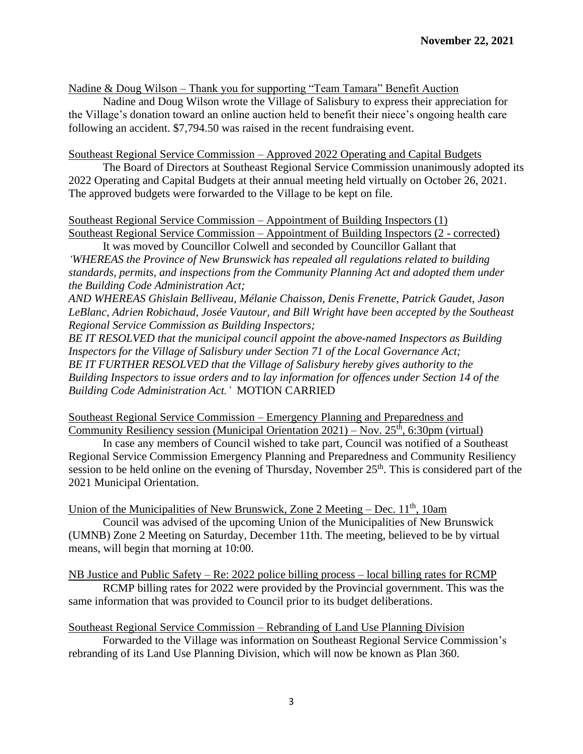**November 22, 2021**

Nadine & Doug Wilson – Thank you for supporting "Team Tamara" Benefit Auction

Nadine and Doug Wilson wrote the Village of Salisbury to express their appreciation for the Village's donation toward an online auction held to benefit their niece's ongoing health care following an accident. $7,794.50 was raised in the recent fundraising event.

Southeast Regional Service Commission – Approved 2022 Operating and Capital Budgets

The Board of Directors at Southeast Regional Service Commission unanimously adopted its 2022 Operating and Capital Budgets at their annual meeting held virtually on October 26, 2021. The approved budgets were forwarded to the Village to be kept on file.

Southeast Regional Service Commission – Appointment of Building Inspectors (1)
Southeast Regional Service Commission – Appointment of Building Inspectors (2 - corrected)

It was moved by Councillor Colwell and seconded by Councillor Gallant that
*'WHEREAS the Province of New Brunswick has repealed all regulations related to building standards, permits, and inspections from the Community Planning Act and adopted them under the Building Code Administration Act;*
*AND WHEREAS Ghislain Belliveau, Mélanie Chaisson, Denis Frenette, Patrick Gaudet, Jason LeBlanc, Adrien Robichaud, Josée Vautour, and Bill Wright have been accepted by the Southeast Regional Service Commission as Building Inspectors;*
*BE IT RESOLVED that the municipal council appoint the above-named Inspectors as Building Inspectors for the Village of Salisbury under Section 71 of the Local Governance Act;*
*BE IT FURTHER RESOLVED that the Village of Salisbury hereby gives authority to the Building Inspectors to issue orders and to lay information for offences under Section 14 of the Building Code Administration Act.'* MOTION CARRIED

Southeast Regional Service Commission – Emergency Planning and Preparedness and Community Resiliency session (Municipal Orientation 2021) – Nov. 25th, 6:30pm (virtual)

In case any members of Council wished to take part, Council was notified of a Southeast Regional Service Commission Emergency Planning and Preparedness and Community Resiliency session to be held online on the evening of Thursday, November 25th. This is considered part of the 2021 Municipal Orientation.

Union of the Municipalities of New Brunswick, Zone 2 Meeting – Dec. 11th, 10am

Council was advised of the upcoming Union of the Municipalities of New Brunswick (UMNB) Zone 2 Meeting on Saturday, December 11th. The meeting, believed to be by virtual means, will begin that morning at 10:00.

NB Justice and Public Safety – Re: 2022 police billing process – local billing rates for RCMP

RCMP billing rates for 2022 were provided by the Provincial government. This was the same information that was provided to Council prior to its budget deliberations.

Southeast Regional Service Commission – Rebranding of Land Use Planning Division

Forwarded to the Village was information on Southeast Regional Service Commission's rebranding of its Land Use Planning Division, which will now be known as Plan 360.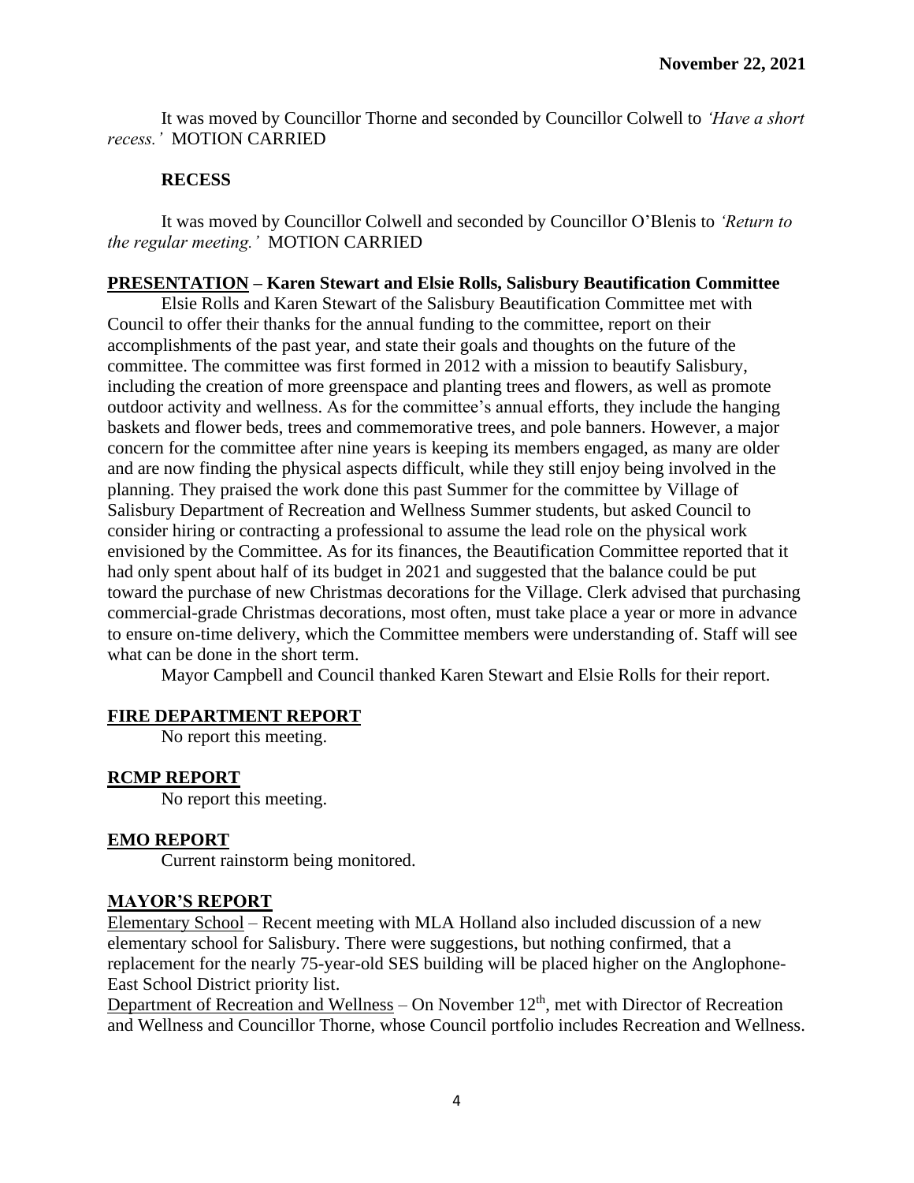It was moved by Councillor Thorne and seconded by Councillor Colwell to *'Have a short recess.'* MOTION CARRIED

**RECESS**

It was moved by Councillor Colwell and seconded by Councillor O'Blenis to *'Return to the regular meeting.'* MOTION CARRIED

## PRESENTATION – Karen Stewart and Elsie Rolls, Salisbury Beautification Committee

Elsie Rolls and Karen Stewart of the Salisbury Beautification Committee met with Council to offer their thanks for the annual funding to the committee, report on their accomplishments of the past year, and state their goals and thoughts on the future of the committee. The committee was first formed in 2012 with a mission to beautify Salisbury, including the creation of more greenspace and planting trees and flowers, as well as promote outdoor activity and wellness. As for the committee's annual efforts, they include the hanging baskets and flower beds, trees and commemorative trees, and pole banners. However, a major concern for the committee after nine years is keeping its members engaged, as many are older and are now finding the physical aspects difficult, while they still enjoy being involved in the planning. They praised the work done this past Summer for the committee by Village of Salisbury Department of Recreation and Wellness Summer students, but asked Council to consider hiring or contracting a professional to assume the lead role on the physical work envisioned by the Committee. As for its finances, the Beautification Committee reported that it had only spent about half of its budget in 2021 and suggested that the balance could be put toward the purchase of new Christmas decorations for the Village. Clerk advised that purchasing commercial-grade Christmas decorations, most often, must take place a year or more in advance to ensure on-time delivery, which the Committee members were understanding of. Staff will see what can be done in the short term.

Mayor Campbell and Council thanked Karen Stewart and Elsie Rolls for their report.

## FIRE DEPARTMENT REPORT

No report this meeting.

## RCMP REPORT

No report this meeting.

## EMO REPORT

Current rainstorm being monitored.

## MAYOR'S REPORT

Elementary School – Recent meeting with MLA Holland also included discussion of a new elementary school for Salisbury. There were suggestions, but nothing confirmed, that a replacement for the nearly 75-year-old SES building will be placed higher on the Anglophone-East School District priority list.

Department of Recreation and Wellness – On November 12th, met with Director of Recreation and Wellness and Councillor Thorne, whose Council portfolio includes Recreation and Wellness.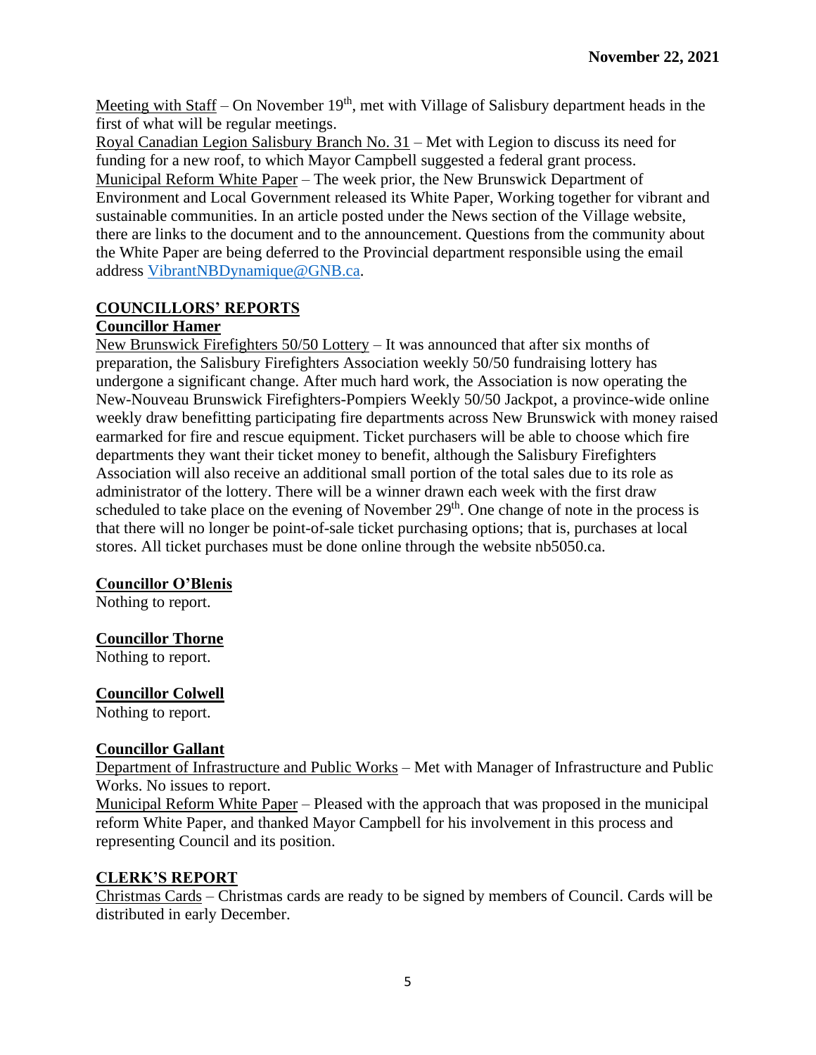Meeting with Staff – On November 19th, met with Village of Salisbury department heads in the first of what will be regular meetings.
Royal Canadian Legion Salisbury Branch No. 31 – Met with Legion to discuss its need for funding for a new roof, to which Mayor Campbell suggested a federal grant process.
Municipal Reform White Paper – The week prior, the New Brunswick Department of Environment and Local Government released its White Paper, Working together for vibrant and sustainable communities. In an article posted under the News section of the Village website, there are links to the document and to the announcement. Questions from the community about the White Paper are being deferred to the Provincial department responsible using the email address VibrantNBDynamique@GNB.ca.

## COUNCILLORS' REPORTS

### Councillor Hamer

New Brunswick Firefighters 50/50 Lottery – It was announced that after six months of preparation, the Salisbury Firefighters Association weekly 50/50 fundraising lottery has undergone a significant change. After much hard work, the Association is now operating the New-Nouveau Brunswick Firefighters-Pompiers Weekly 50/50 Jackpot, a province-wide online weekly draw benefitting participating fire departments across New Brunswick with money raised earmarked for fire and rescue equipment. Ticket purchasers will be able to choose which fire departments they want their ticket money to benefit, although the Salisbury Firefighters Association will also receive an additional small portion of the total sales due to its role as administrator of the lottery. There will be a winner drawn each week with the first draw scheduled to take place on the evening of November 29th. One change of note in the process is that there will no longer be point-of-sale ticket purchasing options; that is, purchases at local stores. All ticket purchases must be done online through the website nb5050.ca.

### Councillor O'Blenis

Nothing to report.

### Councillor Thorne

Nothing to report.

### Councillor Colwell

Nothing to report.

### Councillor Gallant

Department of Infrastructure and Public Works – Met with Manager of Infrastructure and Public Works. No issues to report.
Municipal Reform White Paper – Pleased with the approach that was proposed in the municipal reform White Paper, and thanked Mayor Campbell for his involvement in this process and representing Council and its position.

## CLERK'S REPORT

Christmas Cards – Christmas cards are ready to be signed by members of Council. Cards will be distributed in early December.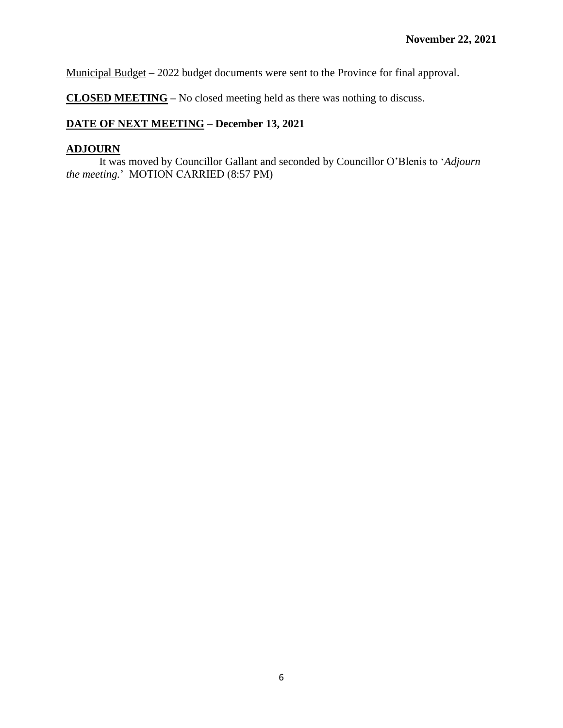November 22, 2021

Municipal Budget – 2022 budget documents were sent to the Province for final approval.

**CLOSED MEETING –** No closed meeting held as there was nothing to discuss.

**DATE OF NEXT MEETING – December 13, 2021**

**ADJOURN**

It was moved by Councillor Gallant and seconded by Councillor O'Blenis to '*Adjourn the meeting.*' MOTION CARRIED (8:57 PM)